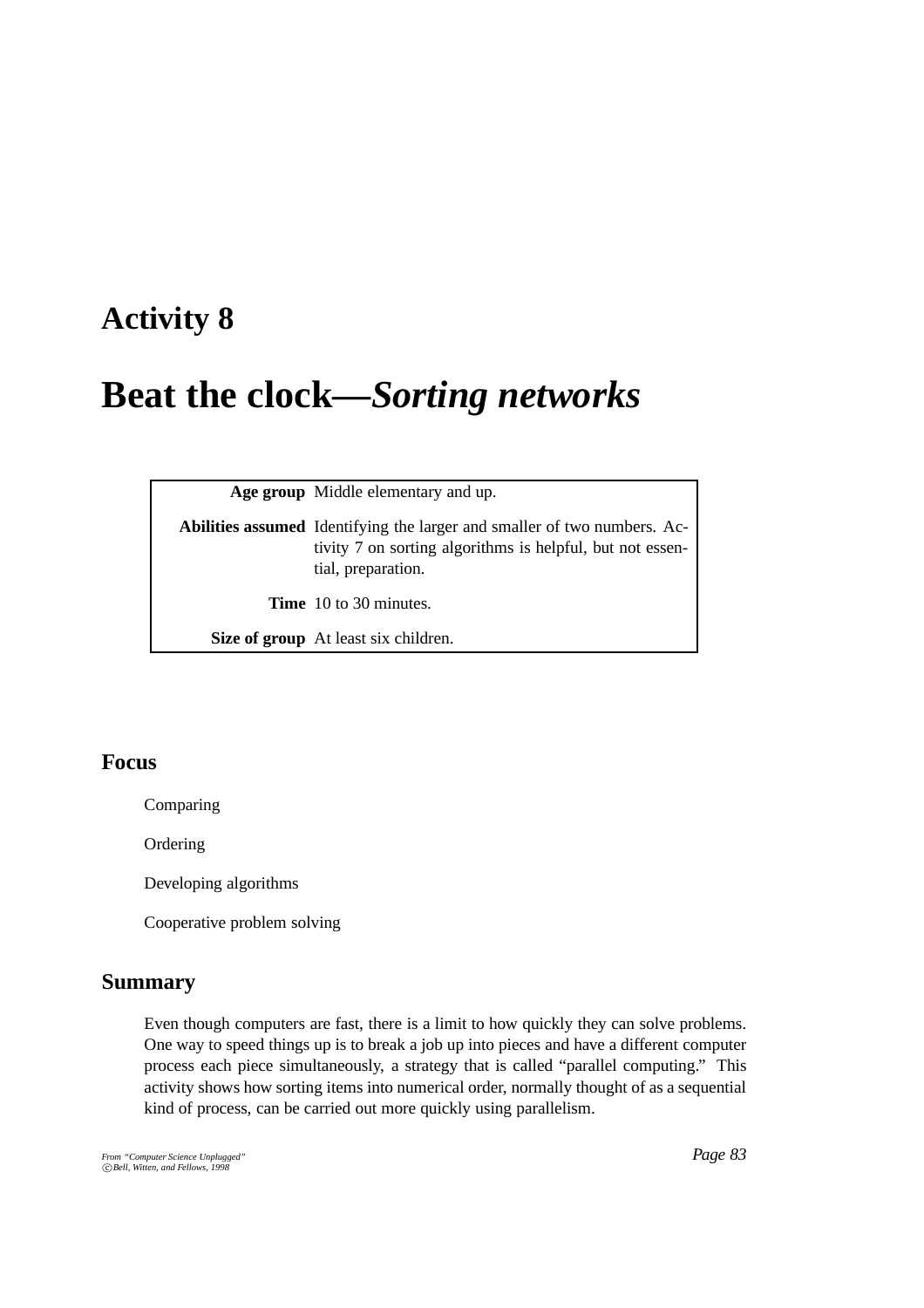# Activity 8

# Beat the clock—*Sorting networks*

| | |
|---|---|
| **Age group** | Middle elementary and up. |
| **Abilities assumed** | Identifying the larger and smaller of two numbers. Activity 7 on sorting algorithms is helpful, but not essential, preparation. |
| **Time** | 10 to 30 minutes. |
| **Size of group** | At least six children. |

## Focus

Comparing

Ordering

Developing algorithms

Cooperative problem solving

## Summary

Even though computers are fast, there is a limit to how quickly they can solve problems. One way to speed things up is to break a job up into pieces and have a different computer process each piece simultaneously, a strategy that is called "parallel computing." This activity shows how sorting items into numerical order, normally thought of as a sequential kind of process, can be carried out more quickly using parallelism.

*From "Computer Science Unplugged"*
*©Bell, Witten, and Fellows, 1998*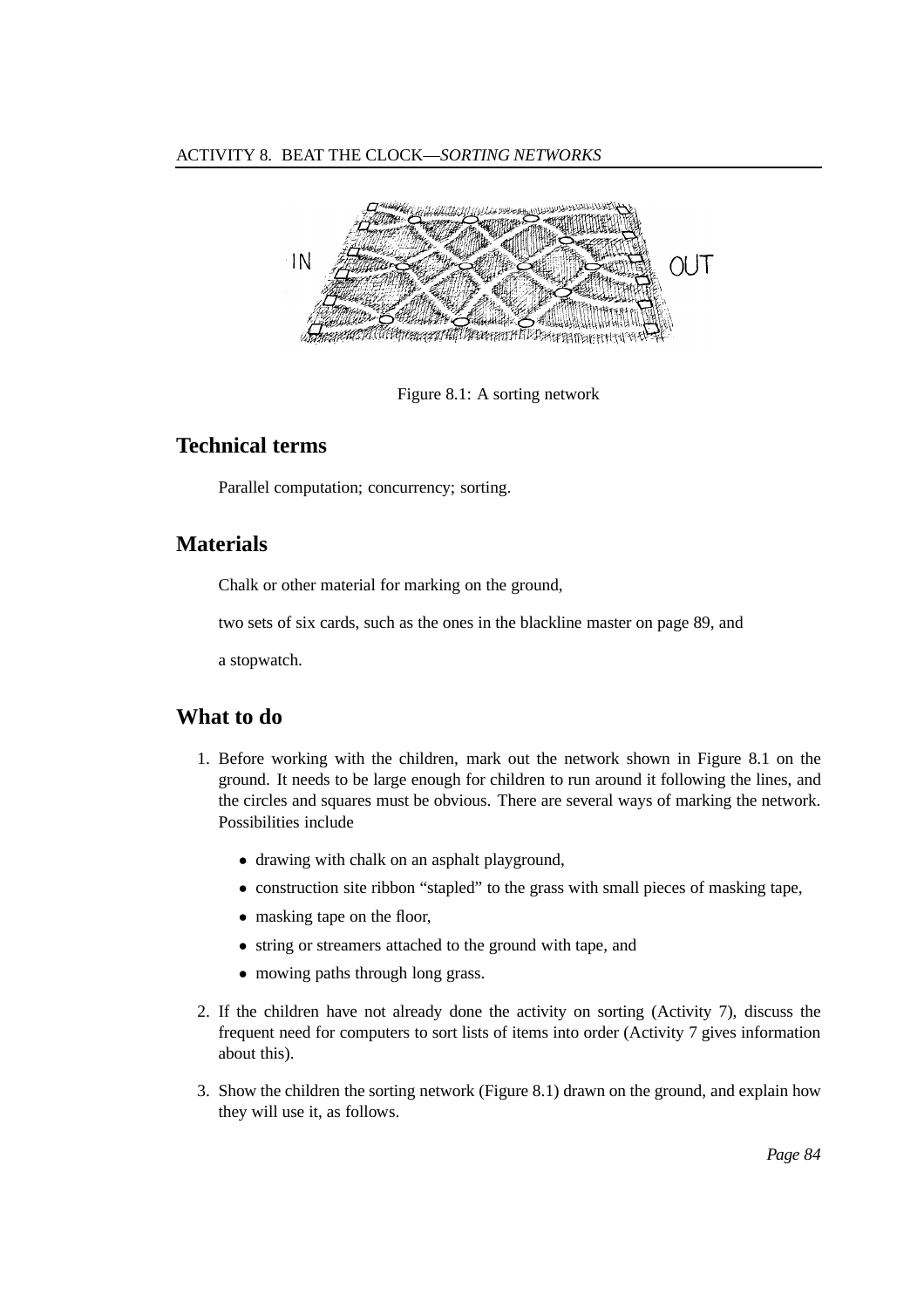Figure 8.1: A sorting network

## Technical terms

Parallel computation; concurrency; sorting.

## Materials

Chalk or other material for marking on the ground,

two sets of six cards, such as the ones in the blackline master on page 89, and

a stopwatch.

## What to do

1. Before working with the children, mark out the network shown in Figure 8.1 on the ground. It needs to be large enough for children to run around it following the lines, and the circles and squares must be obvious. There are several ways of marking the network. Possibilities include

   - drawing with chalk on an asphalt playground,
   - construction site ribbon "stapled" to the grass with small pieces of masking tape,
   - masking tape on the floor,
   - string or streamers attached to the ground with tape, and
   - mowing paths through long grass.

2. If the children have not already done the activity on sorting (Activity 7), discuss the frequent need for computers to sort lists of items into order (Activity 7 gives information about this).

3. Show the children the sorting network (Figure 8.1) drawn on the ground, and explain how they will use it, as follows.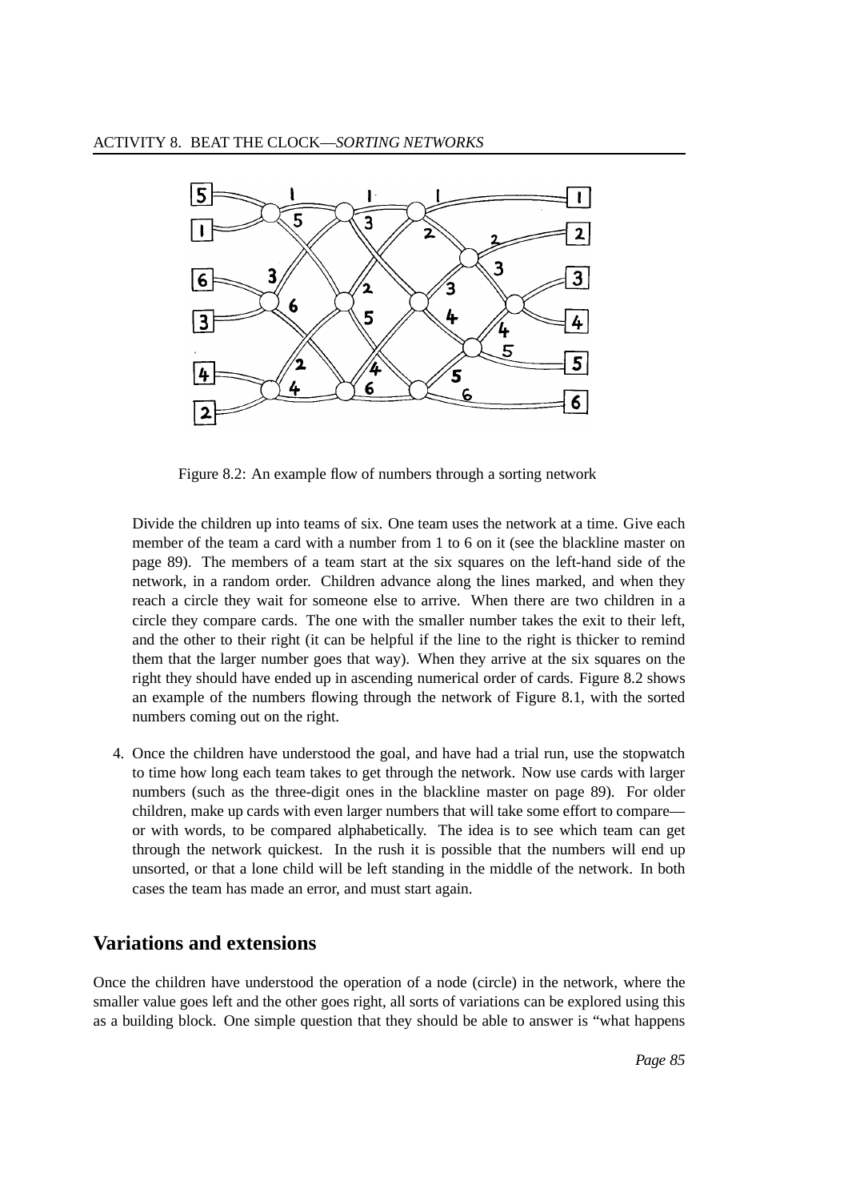Figure 8.2: An example flow of numbers through a sorting network

Divide the children up into teams of six. One team uses the network at a time. Give each member of the team a card with a number from 1 to 6 on it (see the blackline master on page 89). The members of a team start at the six squares on the left-hand side of the network, in a random order. Children advance along the lines marked, and when they reach a circle they wait for someone else to arrive. When there are two children in a circle they compare cards. The one with the smaller number takes the exit to their left, and the other to their right (it can be helpful if the line to the right is thicker to remind them that the larger number goes that way). When they arrive at the six squares on the right they should have ended up in ascending numerical order of cards. Figure 8.2 shows an example of the numbers flowing through the network of Figure 8.1, with the sorted numbers coming out on the right.

4. Once the children have understood the goal, and have had a trial run, use the stopwatch to time how long each team takes to get through the network. Now use cards with larger numbers (such as the three-digit ones in the blackline master on page 89). For older children, make up cards with even larger numbers that will take some effort to compare—or with words, to be compared alphabetically. The idea is to see which team can get through the network quickest. In the rush it is possible that the numbers will end up unsorted, or that a lone child will be left standing in the middle of the network. In both cases the team has made an error, and must start again.

## Variations and extensions

Once the children have understood the operation of a node (circle) in the network, where the smaller value goes left and the other goes right, all sorts of variations can be explored using this as a building block. One simple question that they should be able to answer is "what happens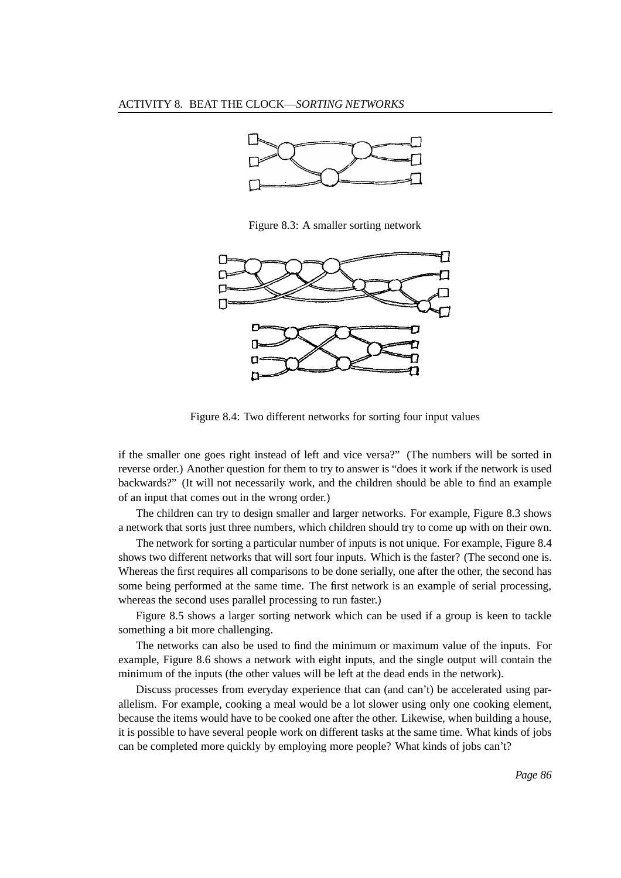Figure 8.3: A smaller sorting network

Figure 8.4: Two different networks for sorting four input values

if the smaller one goes right instead of left and vice versa?" (The numbers will be sorted in reverse order.) Another question for them to try to answer is "does it work if the network is used backwards?" (It will not necessarily work, and the children should be able to find an example of an input that comes out in the wrong order.)

The children can try to design smaller and larger networks. For example, Figure 8.3 shows a network that sorts just three numbers, which children should try to come up with on their own.

The network for sorting a particular number of inputs is not unique. For example, Figure 8.4 shows two different networks that will sort four inputs. Which is the faster? (The second one is. Whereas the first requires all comparisons to be done serially, one after the other, the second has some being performed at the same time. The first network is an example of serial processing, whereas the second uses parallel processing to run faster.)

Figure 8.5 shows a larger sorting network which can be used if a group is keen to tackle something a bit more challenging.

The networks can also be used to find the minimum or maximum value of the inputs. For example, Figure 8.6 shows a network with eight inputs, and the single output will contain the minimum of the inputs (the other values will be left at the dead ends in the network).

Discuss processes from everyday experience that can (and can't) be accelerated using parallelism. For example, cooking a meal would be a lot slower using only one cooking element, because the items would have to be cooked one after the other. Likewise, when building a house, it is possible to have several people work on different tasks at the same time. What kinds of jobs can be completed more quickly by employing more people? What kinds of jobs can't?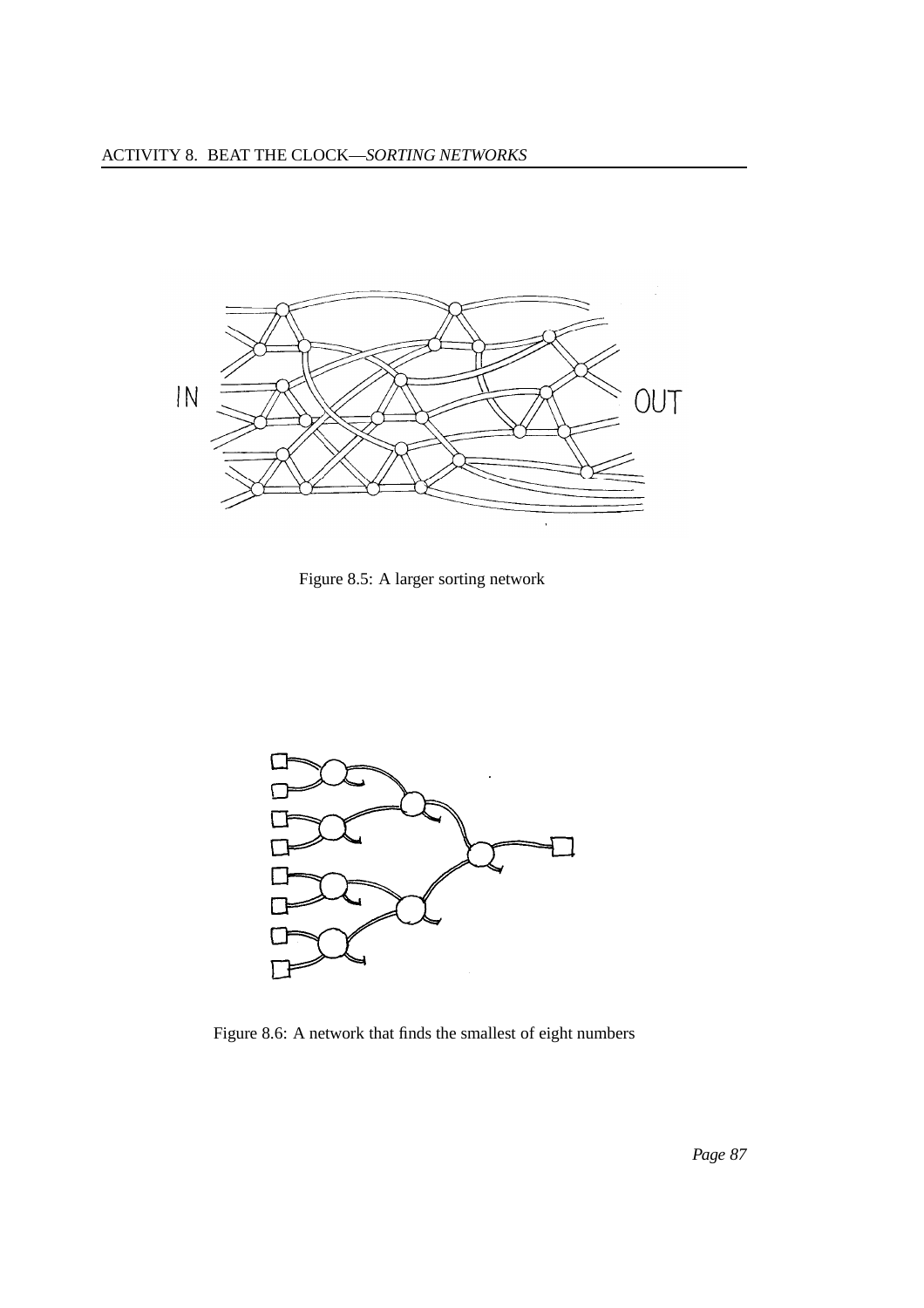Figure 8.5: A larger sorting network

Figure 8.6: A network that finds the smallest of eight numbers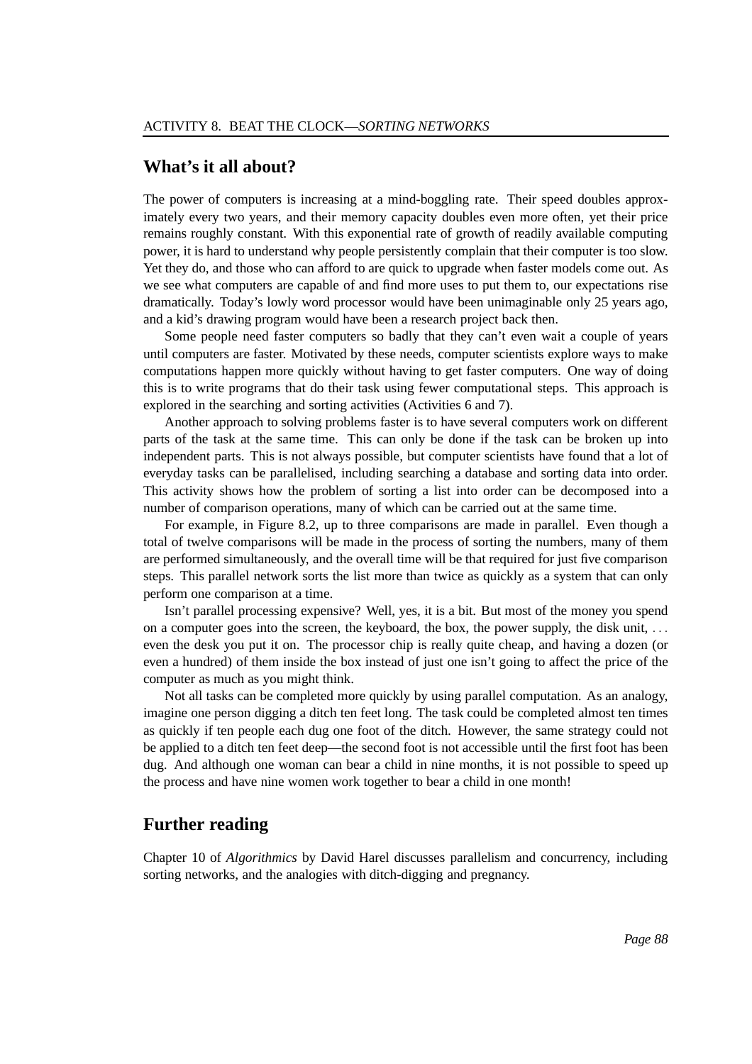## What's it all about?

The power of computers is increasing at a mind-boggling rate. Their speed doubles approximately every two years, and their memory capacity doubles even more often, yet their price remains roughly constant. With this exponential rate of growth of readily available computing power, it is hard to understand why people persistently complain that their computer is too slow. Yet they do, and those who can afford to are quick to upgrade when faster models come out. As we see what computers are capable of and find more uses to put them to, our expectations rise dramatically. Today's lowly word processor would have been unimaginable only 25 years ago, and a kid's drawing program would have been a research project back then.

Some people need faster computers so badly that they can't even wait a couple of years until computers are faster. Motivated by these needs, computer scientists explore ways to make computations happen more quickly without having to get faster computers. One way of doing this is to write programs that do their task using fewer computational steps. This approach is explored in the searching and sorting activities (Activities 6 and 7).

Another approach to solving problems faster is to have several computers work on different parts of the task at the same time. This can only be done if the task can be broken up into independent parts. This is not always possible, but computer scientists have found that a lot of everyday tasks can be parallelised, including searching a database and sorting data into order. This activity shows how the problem of sorting a list into order can be decomposed into a number of comparison operations, many of which can be carried out at the same time.

For example, in Figure 8.2, up to three comparisons are made in parallel. Even though a total of twelve comparisons will be made in the process of sorting the numbers, many of them are performed simultaneously, and the overall time will be that required for just five comparison steps. This parallel network sorts the list more than twice as quickly as a system that can only perform one comparison at a time.

Isn't parallel processing expensive? Well, yes, it is a bit. But most of the money you spend on a computer goes into the screen, the keyboard, the box, the power supply, the disk unit, ... even the desk you put it on. The processor chip is really quite cheap, and having a dozen (or even a hundred) of them inside the box instead of just one isn't going to affect the price of the computer as much as you might think.

Not all tasks can be completed more quickly by using parallel computation. As an analogy, imagine one person digging a ditch ten feet long. The task could be completed almost ten times as quickly if ten people each dug one foot of the ditch. However, the same strategy could not be applied to a ditch ten feet deep—the second foot is not accessible until the first foot has been dug. And although one woman can bear a child in nine months, it is not possible to speed up the process and have nine women work together to bear a child in one month!

## Further reading

Chapter 10 of *Algorithmics* by David Harel discusses parallelism and concurrency, including sorting networks, and the analogies with ditch-digging and pregnancy.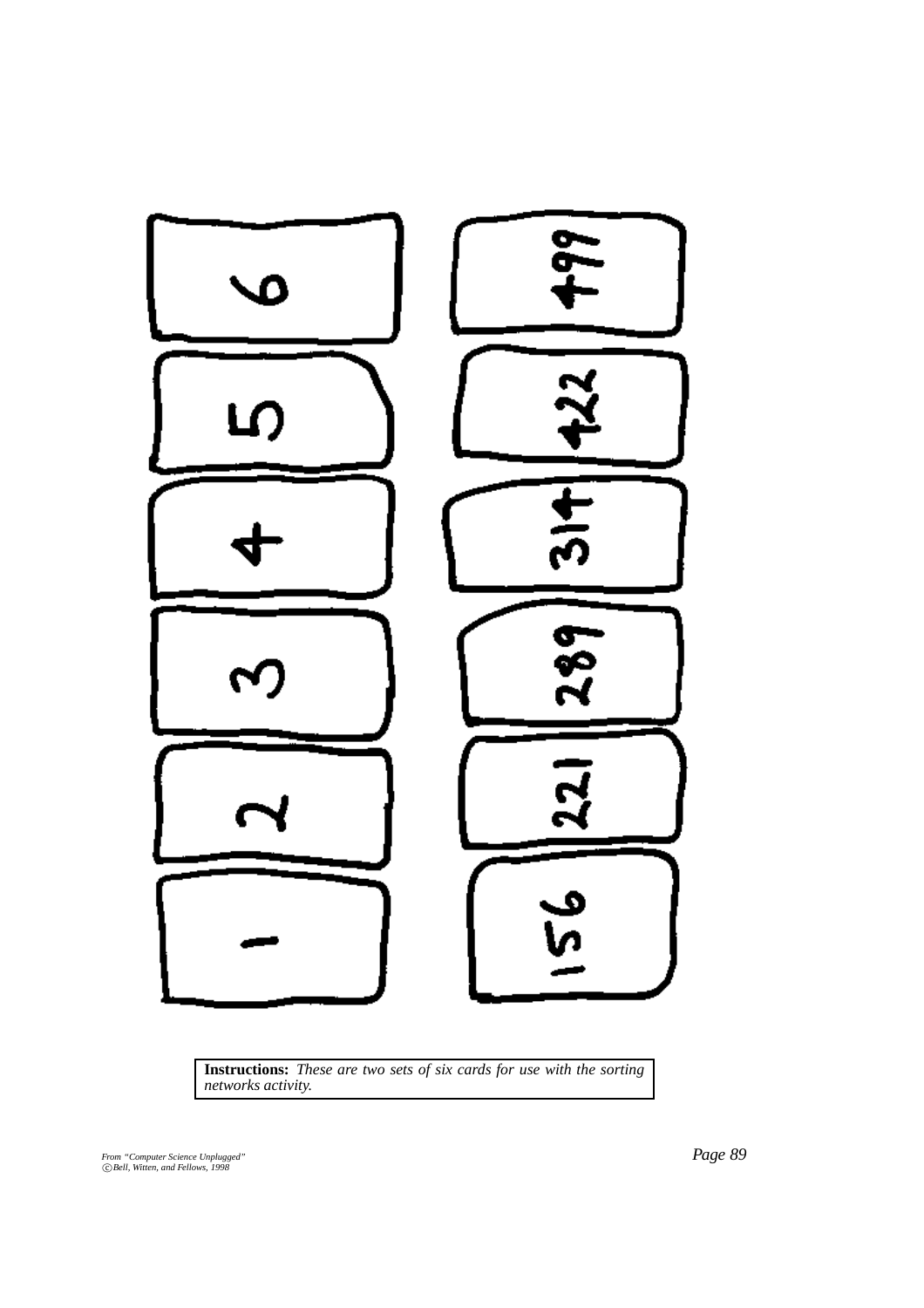6

5

4

3

2

1

499

422

314

289

221

156

**Instructions:** *These are two sets of six cards for use with the sorting networks activity.*